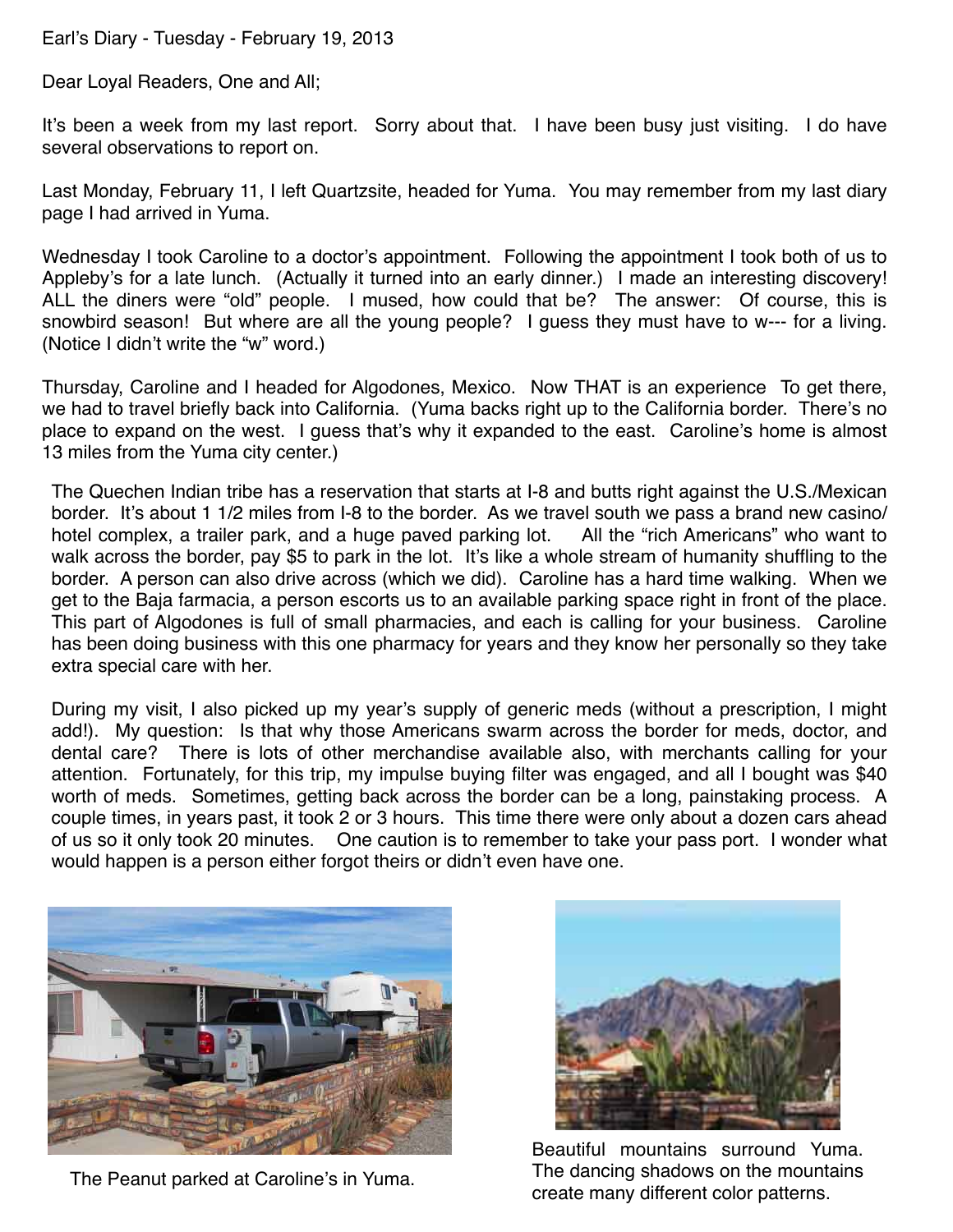Earl's Diary - Tuesday - February 19, 2013

Dear Loyal Readers, One and All;

It's been a week from my last report. Sorry about that. I have been busy just visiting. I do have several observations to report on.

Last Monday, February 11, I left Quartzsite, headed for Yuma. You may remember from my last diary page I had arrived in Yuma.

Wednesday I took Caroline to a doctor's appointment. Following the appointment I took both of us to Appleby's for a late lunch. (Actually it turned into an early dinner.) I made an interesting discovery! ALL the diners were "old" people. I mused, how could that be? The answer: Of course, this is snowbird season! But where are all the young people? I guess they must have to w--- for a living. (Notice I didn't write the "w" word.)

Thursday, Caroline and I headed for Algodones, Mexico. Now THAT is an experience To get there, we had to travel briefly back into California. (Yuma backs right up to the California border. There's no place to expand on the west. I guess that's why it expanded to the east. Caroline's home is almost 13 miles from the Yuma city center.)

The Quechen Indian tribe has a reservation that starts at I-8 and butts right against the U.S./Mexican border. It's about 1 1/2 miles from I-8 to the border. As we travel south we pass a brand new casino/ hotel complex, a trailer park, and a huge paved parking lot. All the "rich Americans" who want to walk across the border, pay $5 to park in the lot. It's like a whole stream of humanity shuffling to the border. A person can also drive across (which we did). Caroline has a hard time walking. When we get to the Baja farmacia, a person escorts us to an available parking space right in front of the place. This part of Algodones is full of small pharmacies, and each is calling for your business. Caroline has been doing business with this one pharmacy for years and they know her personally so they take extra special care with her.

During my visit, I also picked up my year's supply of generic meds (without a prescription, I might add!). My question: Is that why those Americans swarm across the border for meds, doctor, and dental care? There is lots of other merchandise available also, with merchants calling for your attention. Fortunately, for this trip, my impulse buying filter was engaged, and all I bought was $40 worth of meds. Sometimes, getting back across the border can be a long, painstaking process. A couple times, in years past, it took 2 or 3 hours. This time there were only about a dozen cars ahead of us so it only took 20 minutes. One caution is to remember to take your pass port. I wonder what would happen is a person either forgot theirs or didn't even have one.

The Peanut parked at Caroline's in Yuma.

Beautiful mountains surround Yuma. The dancing shadows on the mountains create many different color patterns.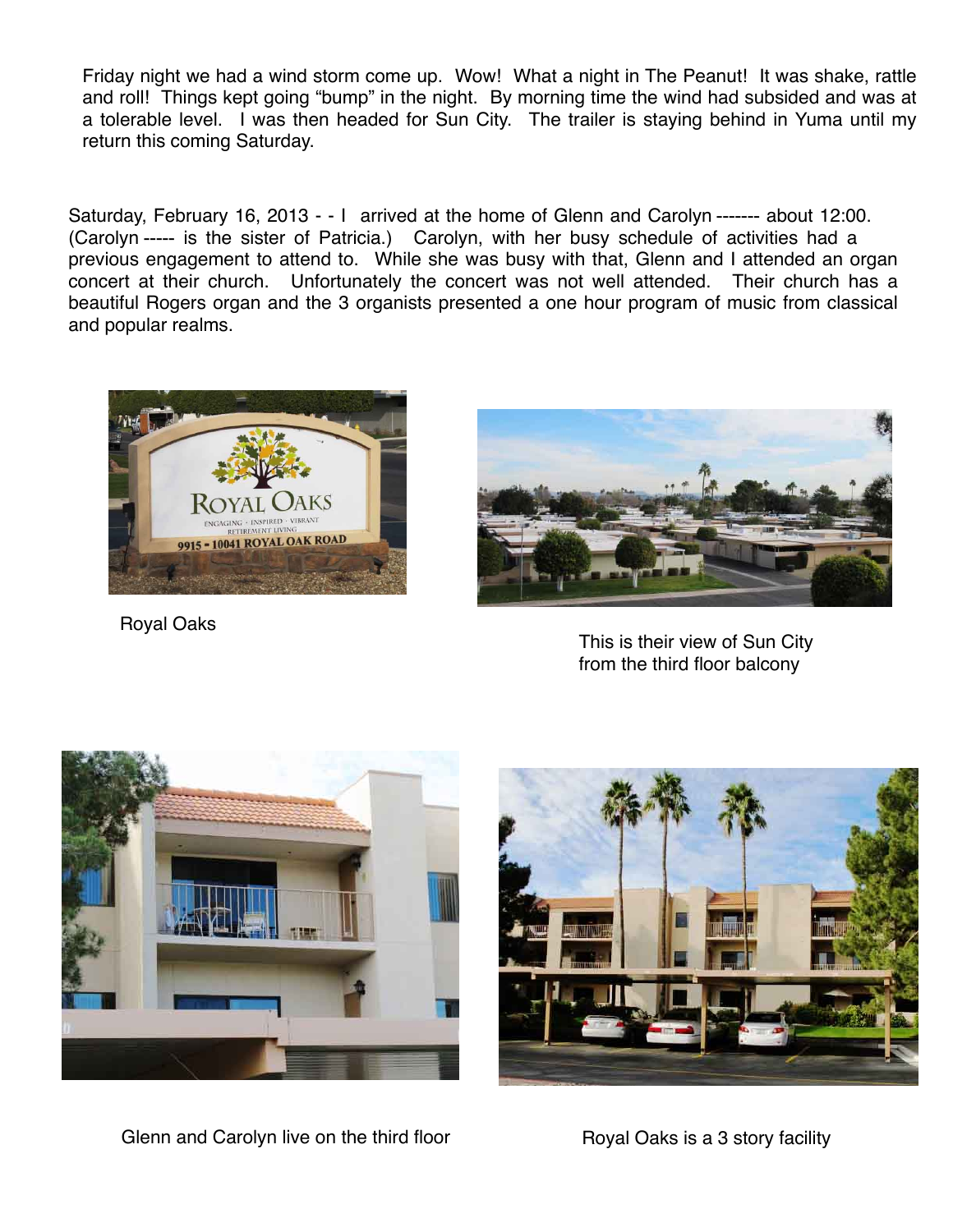Friday night we had a wind storm come up. Wow! What a night in The Peanut! It was shake, rattle and roll! Things kept going "bump" in the night. By morning time the wind had subsided and was at a tolerable level. I was then headed for Sun City. The trailer is staying behind in Yuma until my return this coming Saturday.

Saturday, February 16, 2013 - - I arrived at the home of Glenn and Carolyn ------- about 12:00. (Carolyn ----- is the sister of Patricia.) Carolyn, with her busy schedule of activities had a previous engagement to attend to. While she was busy with that, Glenn and I attended an organ concert at their church. Unfortunately the concert was not well attended. Their church has a beautiful Rogers organ and the 3 organists presented a one hour program of music from classical and popular realms.

Royal Oaks

This is their view of Sun City from the third floor balcony

Glenn and Carolyn live on the third floor

Royal Oaks is a 3 story facility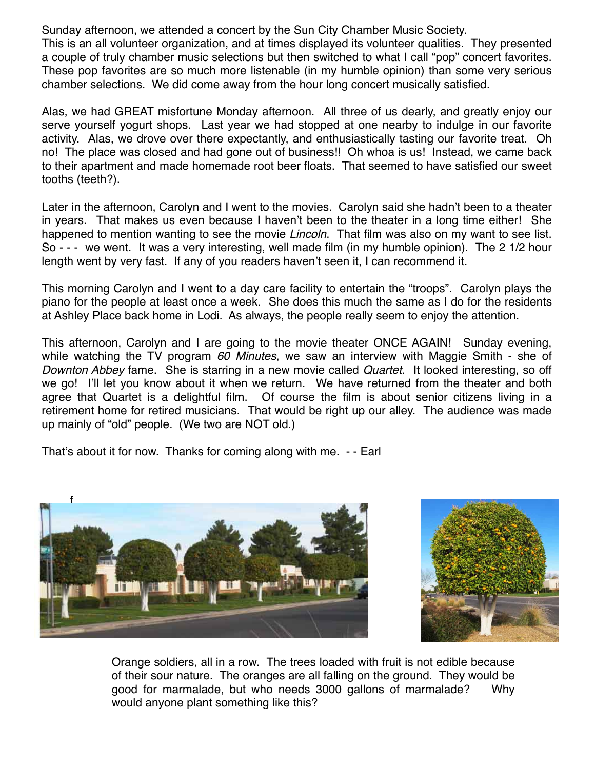Sunday afternoon, we attended a concert by the Sun City Chamber Music Society. This is an all volunteer organization, and at times displayed its volunteer qualities. They presented a couple of truly chamber music selections but then switched to what I call "pop" concert favorites. These pop favorites are so much more listenable (in my humble opinion) than some very serious chamber selections. We did come away from the hour long concert musically satisfied.

Alas, we had GREAT misfortune Monday afternoon. All three of us dearly, and greatly enjoy our serve yourself yogurt shops. Last year we had stopped at one nearby to indulge in our favorite activity. Alas, we drove over there expectantly, and enthusiastically tasting our favorite treat. Oh no! The place was closed and had gone out of business!! Oh whoa is us! Instead, we came back to their apartment and made homemade root beer floats. That seemed to have satisfied our sweet tooths (teeth?).

Later in the afternoon, Carolyn and I went to the movies. Carolyn said she hadn't been to a theater in years. That makes us even because I haven't been to the theater in a long time either! She happened to mention wanting to see the movie *Lincoln*. That film was also on my want to see list. So - - - we went. It was a very interesting, well made film (in my humble opinion). The 2 1/2 hour length went by very fast. If any of you readers haven't seen it, I can recommend it.

This morning Carolyn and I went to a day care facility to entertain the "troops". Carolyn plays the piano for the people at least once a week. She does this much the same as I do for the residents at Ashley Place back home in Lodi. As always, the people really seem to enjoy the attention.

This afternoon, Carolyn and I are going to the movie theater ONCE AGAIN! Sunday evening, while watching the TV program *60 Minutes*, we saw an interview with Maggie Smith - she of *Downton Abbey* fame. She is starring in a new movie called *Quartet*. It looked interesting, so off we go! I'll let you know about it when we return. We have returned from the theater and both agree that Quartet is a delightful film. Of course the film is about senior citizens living in a retirement home for retired musicians. That would be right up our alley. The audience was made up mainly of "old" people. (We two are NOT old.)

That's about it for now. Thanks for coming along with me. - - Earl

Orange soldiers, all in a row. The trees loaded with fruit is not edible because of their sour nature. The oranges are all falling on the ground. They would be good for marmalade, but who needs 3000 gallons of marmalade? Why would anyone plant something like this?